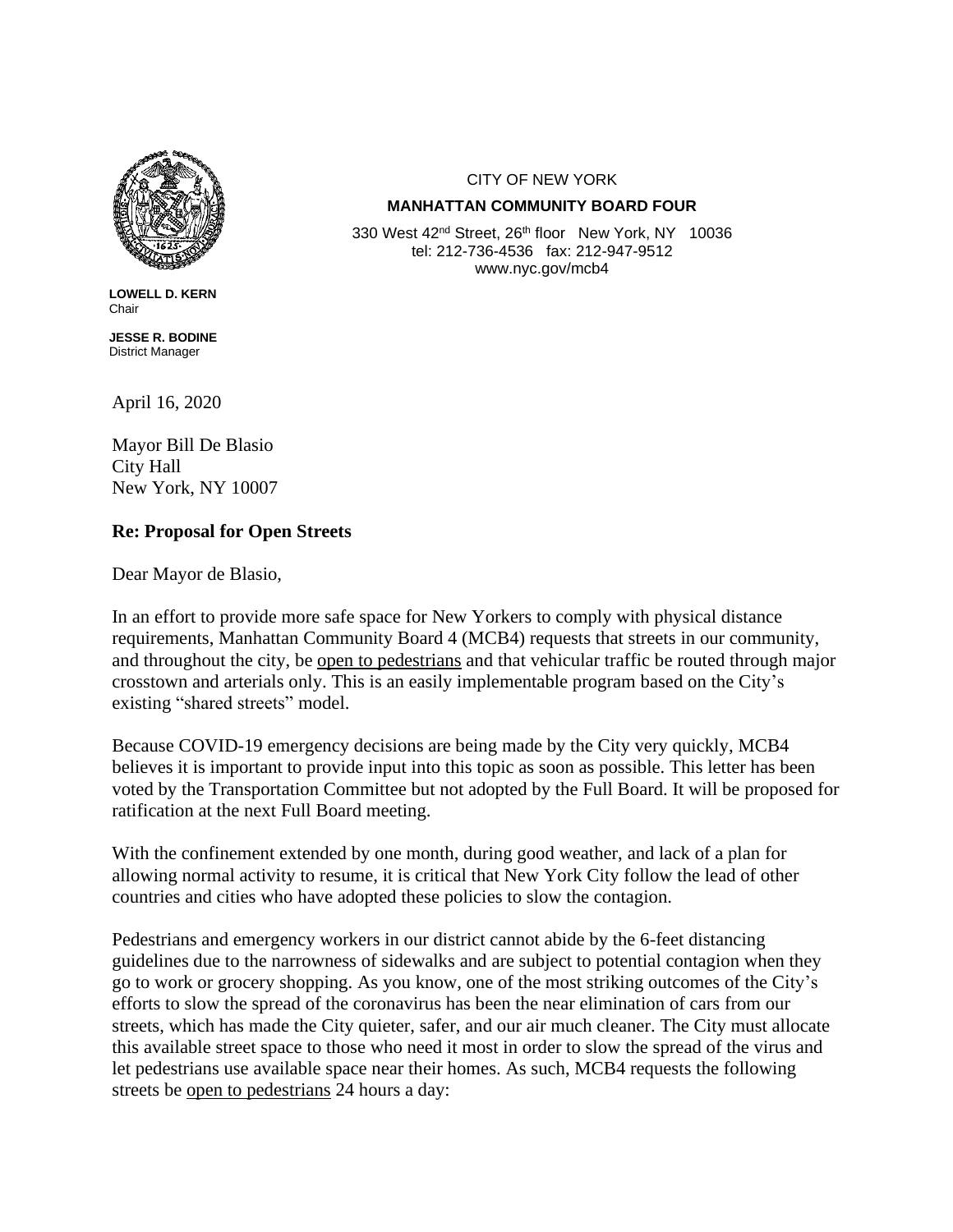CITY OF NEW YORK

**MANHATTAN COMMUNITY BOARD FOUR**

330 West 42nd Street, 26th floor New York, NY 10036
tel: 212-736-4536 fax: 212-947-9512
www.nyc.gov/mcb4

**LOWELL D. KERN**
Chair

**JESSE R. BODINE**
District Manager

April 16, 2020

Mayor Bill De Blasio
City Hall
New York, NY 10007

**Re: Proposal for Open Streets**

Dear Mayor de Blasio,

In an effort to provide more safe space for New Yorkers to comply with physical distance requirements, Manhattan Community Board 4 (MCB4) requests that streets in our community, and throughout the city, be open to pedestrians and that vehicular traffic be routed through major crosstown and arterials only. This is an easily implementable program based on the City's existing "shared streets" model.

Because COVID-19 emergency decisions are being made by the City very quickly, MCB4 believes it is important to provide input into this topic as soon as possible. This letter has been voted by the Transportation Committee but not adopted by the Full Board. It will be proposed for ratification at the next Full Board meeting.

With the confinement extended by one month, during good weather, and lack of a plan for allowing normal activity to resume, it is critical that New York City follow the lead of other countries and cities who have adopted these policies to slow the contagion.

Pedestrians and emergency workers in our district cannot abide by the 6-feet distancing guidelines due to the narrowness of sidewalks and are subject to potential contagion when they go to work or grocery shopping. As you know, one of the most striking outcomes of the City's efforts to slow the spread of the coronavirus has been the near elimination of cars from our streets, which has made the City quieter, safer, and our air much cleaner. The City must allocate this available street space to those who need it most in order to slow the spread of the virus and let pedestrians use available space near their homes. As such, MCB4 requests the following streets be open to pedestrians 24 hours a day: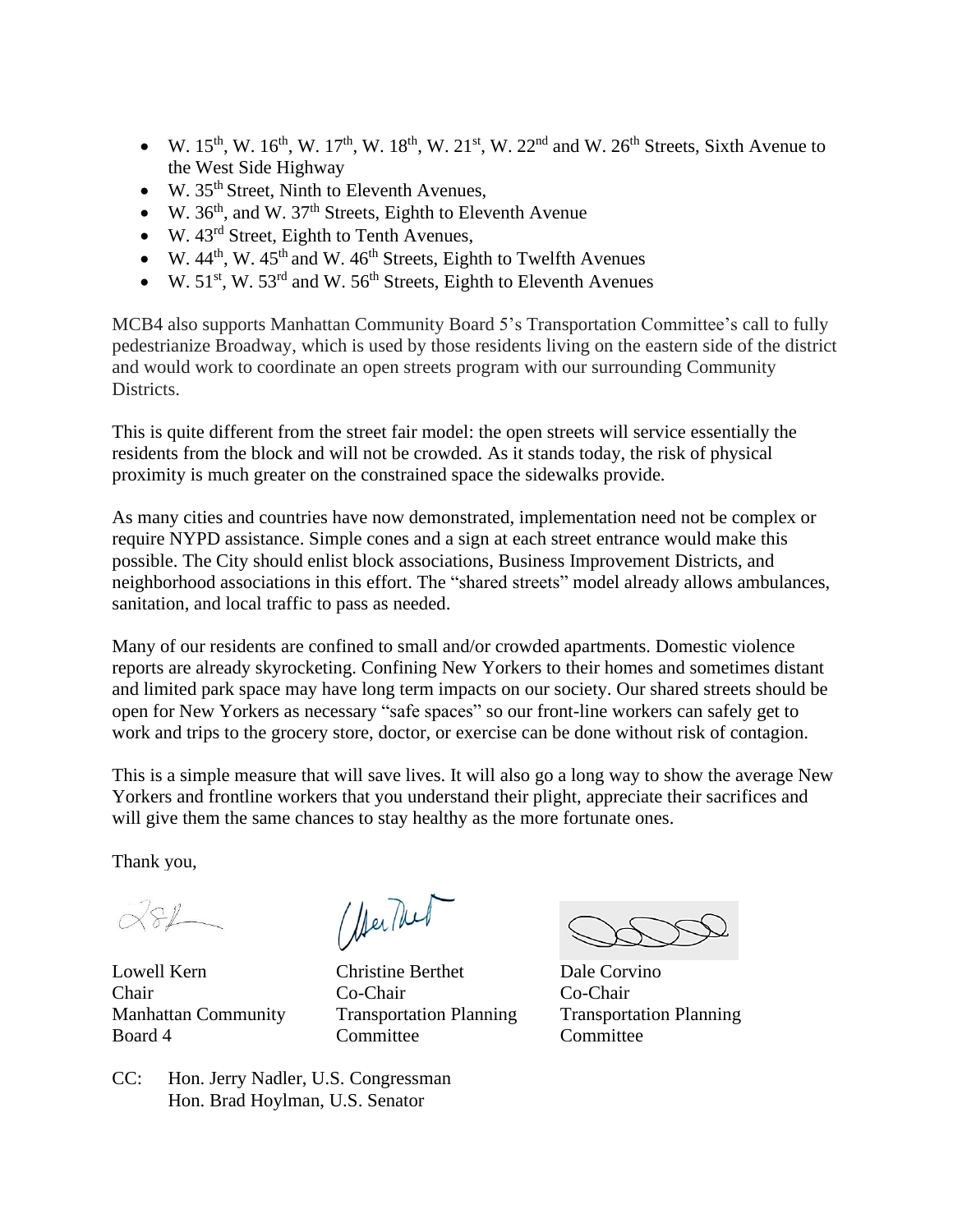- W. 15th, W. 16th, W. 17th, W. 18th, W. 21st, W. 22nd and W. 26th Streets, Sixth Avenue to the West Side Highway
- W. 35th Street, Ninth to Eleventh Avenues,
- W. 36th, and W. 37th Streets, Eighth to Eleventh Avenue
- W. 43rd Street, Eighth to Tenth Avenues,
- W. 44th, W. 45th and W. 46th Streets, Eighth to Twelfth Avenues
- W. 51st, W. 53rd and W. 56th Streets, Eighth to Eleventh Avenues

MCB4 also supports Manhattan Community Board 5's Transportation Committee's call to fully pedestrianize Broadway, which is used by those residents living on the eastern side of the district and would work to coordinate an open streets program with our surrounding Community Districts.

This is quite different from the street fair model: the open streets will service essentially the residents from the block and will not be crowded. As it stands today, the risk of physical proximity is much greater on the constrained space the sidewalks provide.

As many cities and countries have now demonstrated, implementation need not be complex or require NYPD assistance. Simple cones and a sign at each street entrance would make this possible. The City should enlist block associations, Business Improvement Districts, and neighborhood associations in this effort. The "shared streets" model already allows ambulances, sanitation, and local traffic to pass as needed.

Many of our residents are confined to small and/or crowded apartments. Domestic violence reports are already skyrocketing. Confining New Yorkers to their homes and sometimes distant and limited park space may have long term impacts on our society. Our shared streets should be open for New Yorkers as necessary "safe spaces" so our front-line workers can safely get to work and trips to the grocery store, doctor, or exercise can be done without risk of contagion.

This is a simple measure that will save lives. It will also go a long way to show the average New Yorkers and frontline workers that you understand their plight, appreciate their sacrifices and will give them the same chances to stay healthy as the more fortunate ones.

Thank you,

| Lowell Kern | Christine Berthet | Dale Corvino |
|---|---|---|
| Chair | Co-Chair | Co-Chair |
| Manhattan Community Board 4 | Transportation Planning Committee | Transportation Planning Committee |

CC: Hon. Jerry Nadler, U.S. Congressman
Hon. Brad Hoylman, U.S. Senator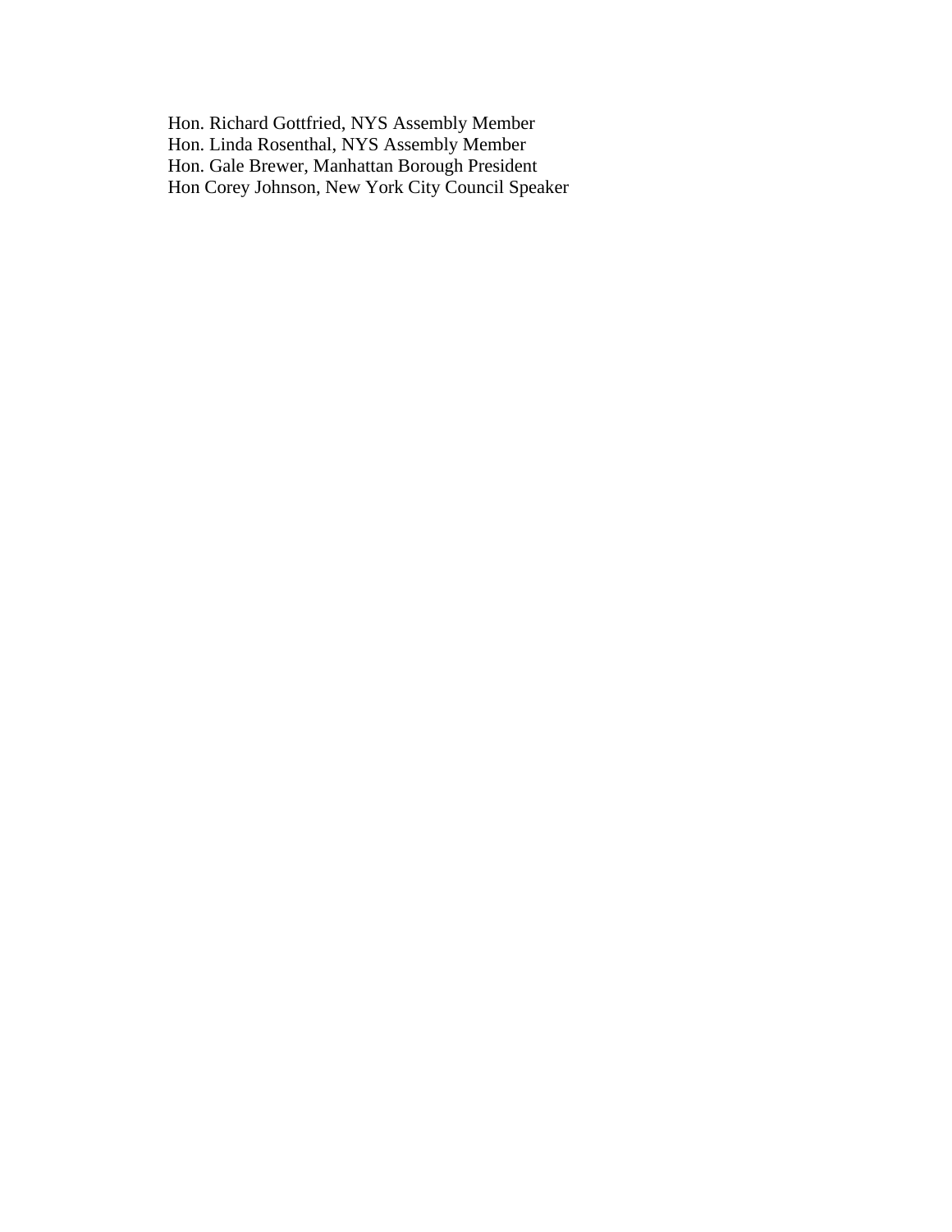Hon. Richard Gottfried, NYS Assembly Member
Hon. Linda Rosenthal, NYS Assembly Member
Hon. Gale Brewer, Manhattan Borough President
Hon Corey Johnson, New York City Council Speaker